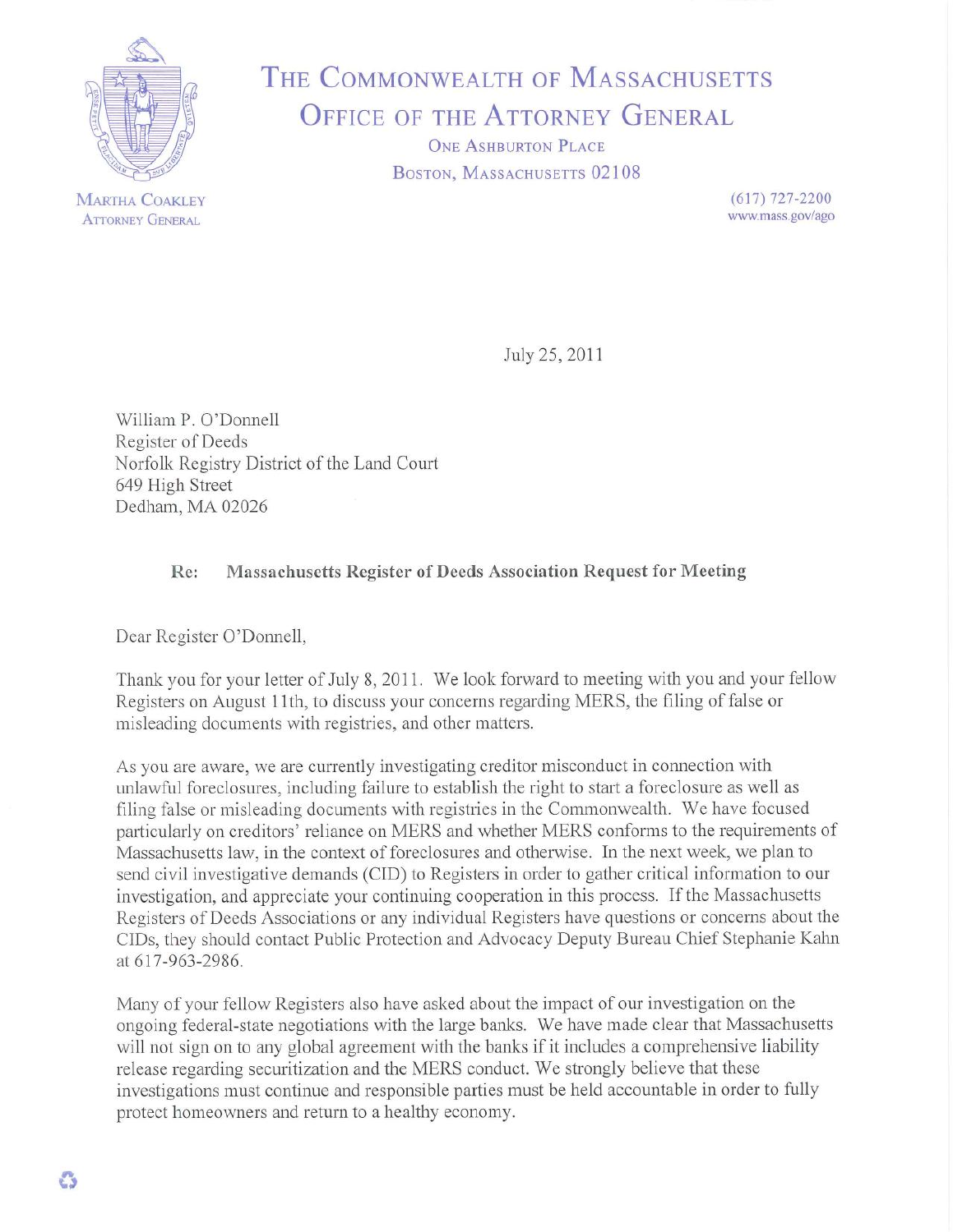# THE COMMONWEALTH OF MASSACHUSETTS
## OFFICE OF THE ATTORNEY GENERAL

ONE ASHBURTON PLACE
BOSTON, MASSACHUSETTS 02108

MARTHA COAKLEY
ATTORNEY GENERAL

(617) 727-2200
www.mass.gov/ago

July 25, 2011

William P. O'Donnell
Register of Deeds
Norfolk Registry District of the Land Court
649 High Street
Dedham, MA 02026

**Re: Massachusetts Register of Deeds Association Request for Meeting**

Dear Register O'Donnell,

Thank you for your letter of July 8, 2011. We look forward to meeting with you and your fellow Registers on August 11th, to discuss your concerns regarding MERS, the filing of false or misleading documents with registries, and other matters.

As you are aware, we are currently investigating creditor misconduct in connection with unlawful foreclosures, including failure to establish the right to start a foreclosure as well as filing false or misleading documents with registries in the Commonwealth. We have focused particularly on creditors' reliance on MERS and whether MERS conforms to the requirements of Massachusetts law, in the context of foreclosures and otherwise. In the next week, we plan to send civil investigative demands (CID) to Registers in order to gather critical information to our investigation, and appreciate your continuing cooperation in this process. If the Massachusetts Registers of Deeds Associations or any individual Registers have questions or concerns about the CIDs, they should contact Public Protection and Advocacy Deputy Bureau Chief Stephanie Kahn at 617-963-2986.

Many of your fellow Registers also have asked about the impact of our investigation on the ongoing federal-state negotiations with the large banks. We have made clear that Massachusetts will not sign on to any global agreement with the banks if it includes a comprehensive liability release regarding securitization and the MERS conduct. We strongly believe that these investigations must continue and responsible parties must be held accountable in order to fully protect homeowners and return to a healthy economy.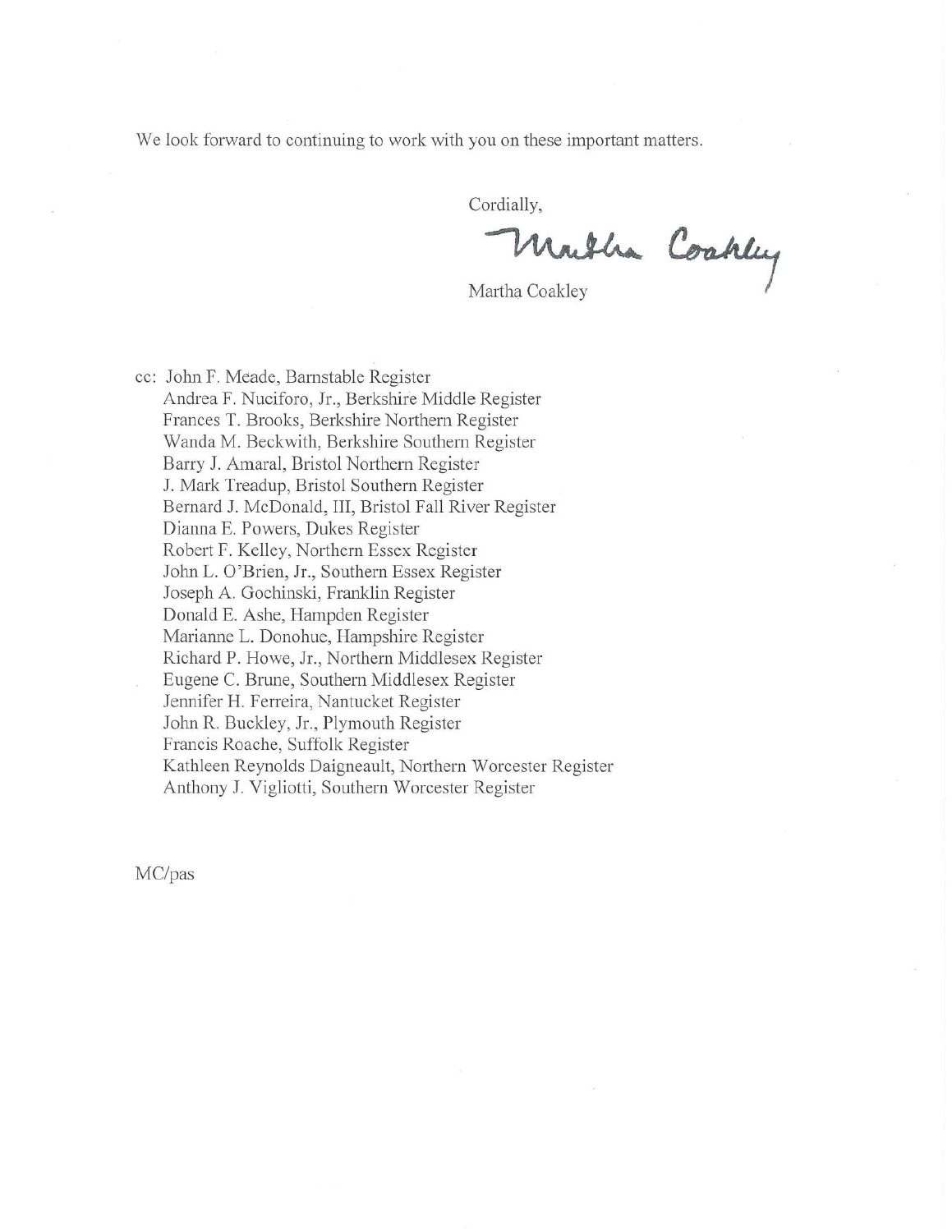We look forward to continuing to work with you on these important matters.

Cordially,

Martha Coakley

Martha Coakley

cc: John F. Meade, Barnstable Register
Andrea F. Nuciforo, Jr., Berkshire Middle Register
Frances T. Brooks, Berkshire Northern Register
Wanda M. Beckwith, Berkshire Southern Register
Barry J. Amaral, Bristol Northern Register
J. Mark Treadup, Bristol Southern Register
Bernard J. McDonald, III, Bristol Fall River Register
Dianna E. Powers, Dukes Register
Robert F. Kelley, Northern Essex Register
John L. O'Brien, Jr., Southern Essex Register
Joseph A. Gochinski, Franklin Register
Donald E. Ashe, Hampden Register
Marianne L. Donohue, Hampshire Register
Richard P. Howe, Jr., Northern Middlesex Register
Eugene C. Brune, Southern Middlesex Register
Jennifer H. Ferreira, Nantucket Register
John R. Buckley, Jr., Plymouth Register
Francis Roache, Suffolk Register
Kathleen Reynolds Daigneault, Northern Worcester Register
Anthony J. Vigliotti, Southern Worcester Register

MC/pas